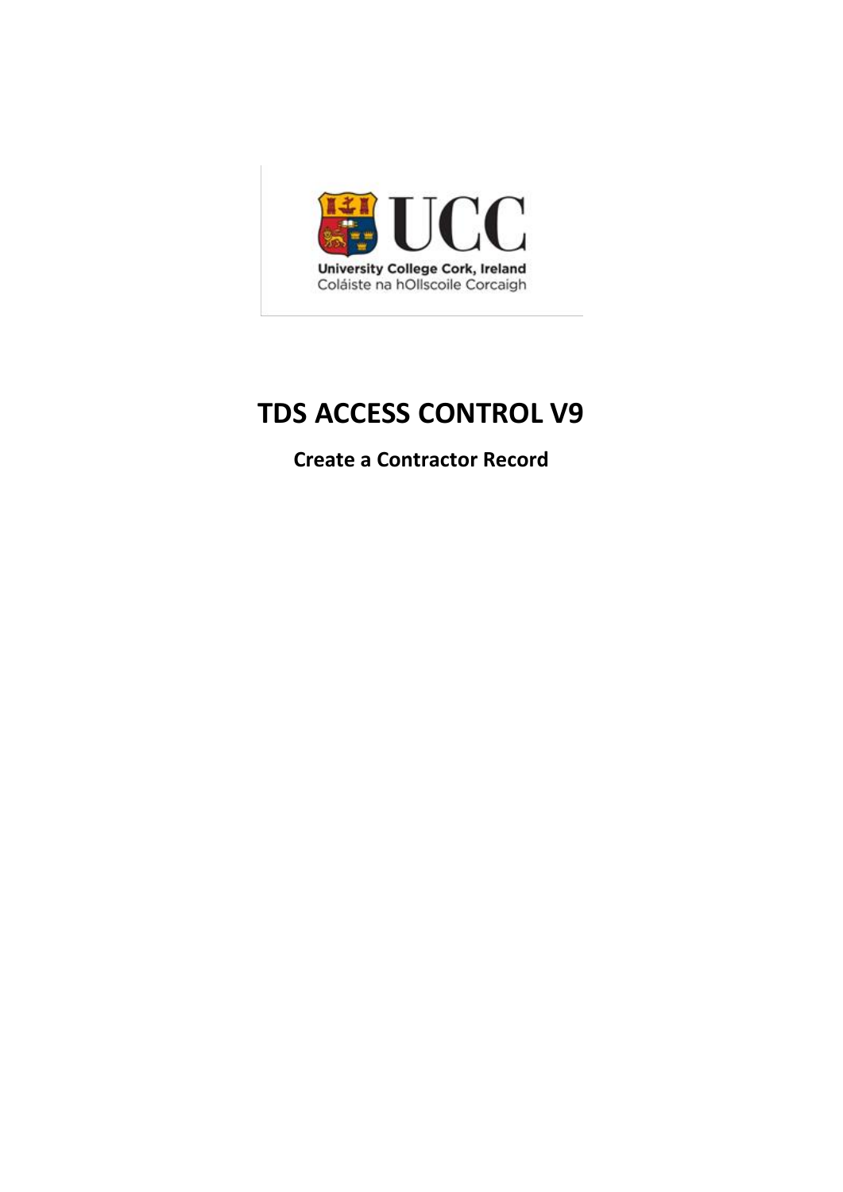UCC

University College Cork, Ireland
Coláiste na hOllscoile Corcaigh

# TDS ACCESS CONTROL V9

## Create a Contractor Record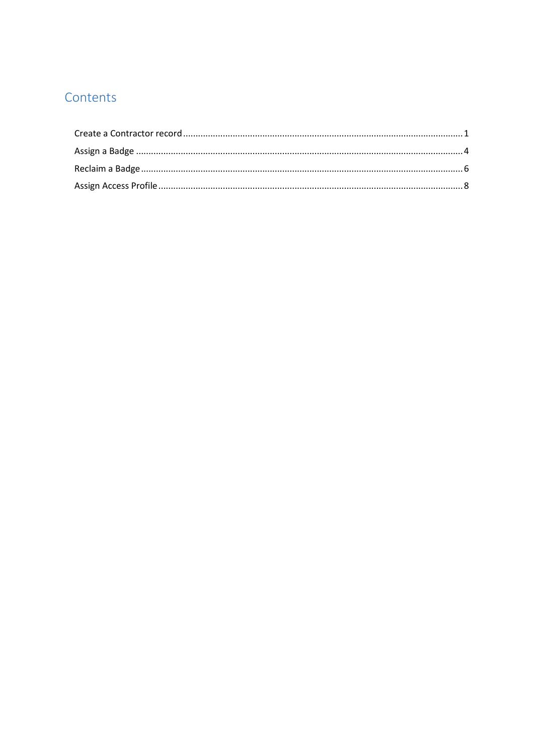# Contents

Create a Contractor record ........................................................................................................ 1

Assign a Badge ........................................................................................................................ 4

Reclaim a Badge ...................................................................................................................... 6

Assign Access Profile .............................................................................................................. 8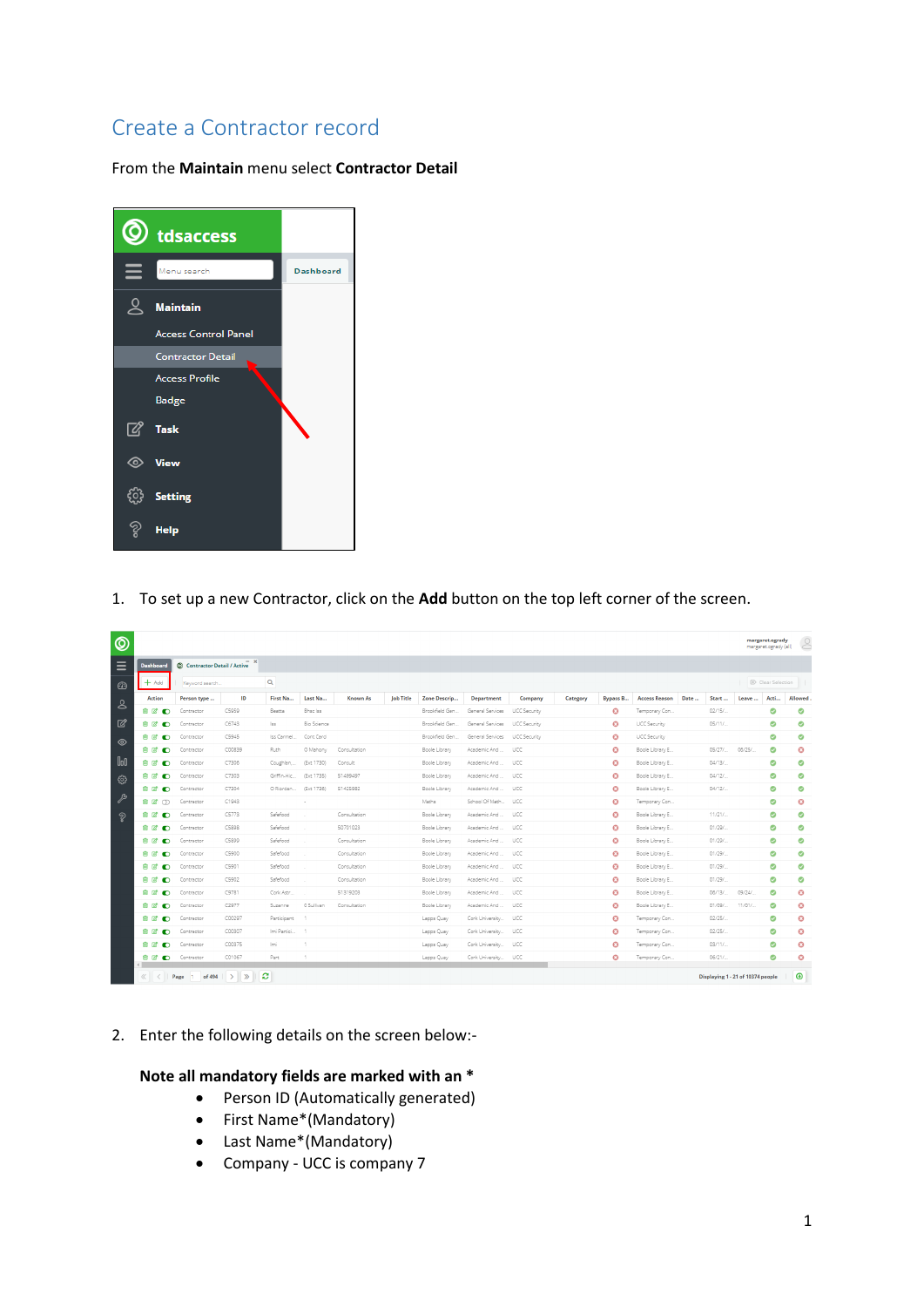# Create a Contractor record

From the **Maintain** menu select **Contractor Detail**

1. To set up a new Contractor, click on the **Add** button on the top left corner of the screen.

2. Enter the following details on the screen below:-

   **Note all mandatory fields are marked with an ***

   - Person ID (Automatically generated)
   - First Name*(Mandatory)
   - Last Name*(Mandatory)
   - Company - UCC is company 7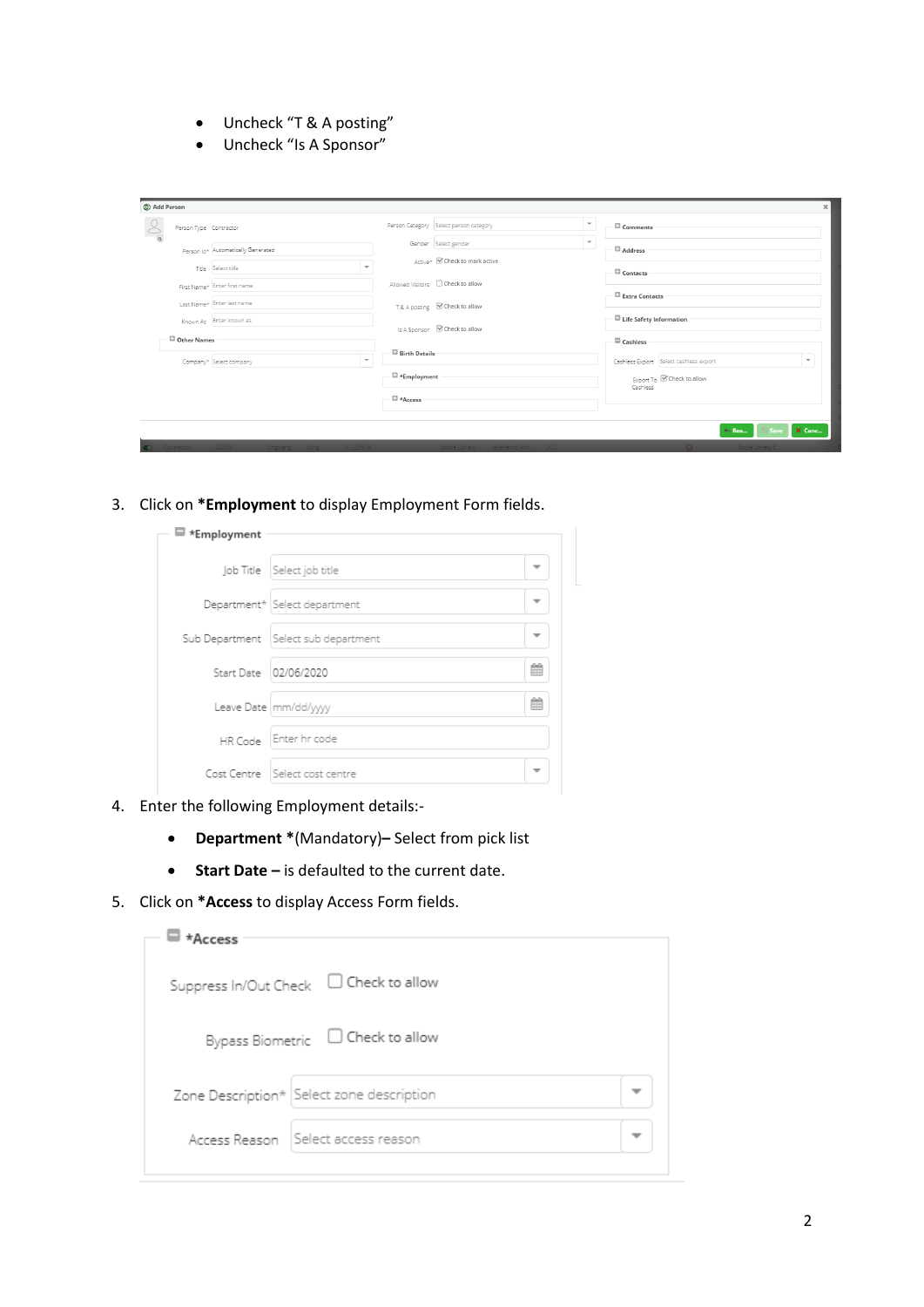- Uncheck "T & A posting"
- Uncheck "Is A Sponsor"

3. Click on ***Employment** to display Employment Form fields.

4. Enter the following Employment details:-

   - **Department** *(Mandatory)**–** Select from pick list
   - **Start Date –** is defaulted to the current date.

5. Click on ***Access** to display Access Form fields.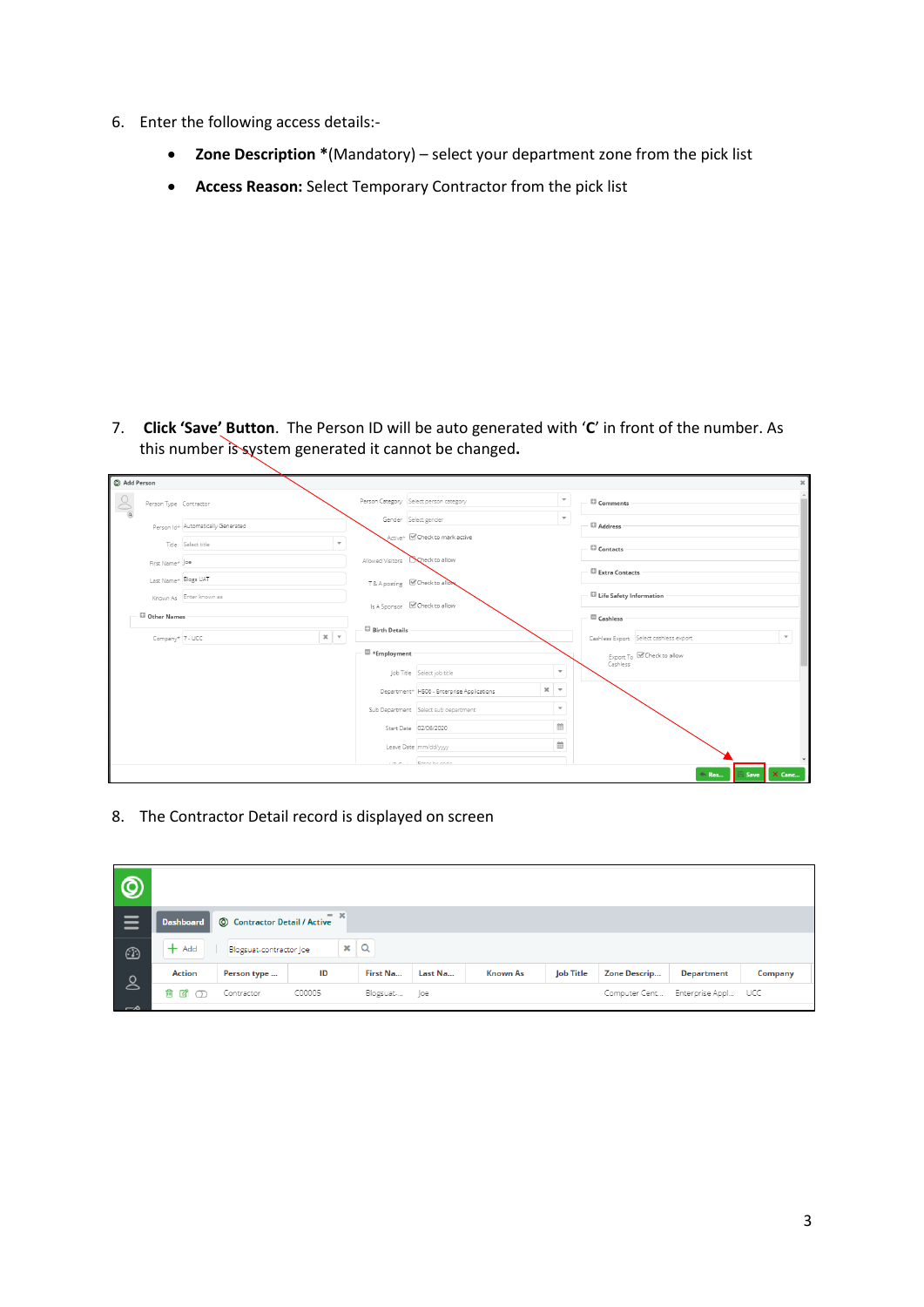6. Enter the following access details:-

   - **Zone Description \***(Mandatory) – select your department zone from the pick list
   - **Access Reason:** Select Temporary Contractor from the pick list

7. **Click 'Save' Button**. The Person ID will be auto generated with '**C**' in front of the number. As this number is system generated it cannot be changed**.**

8. The Contractor Detail record is displayed on screen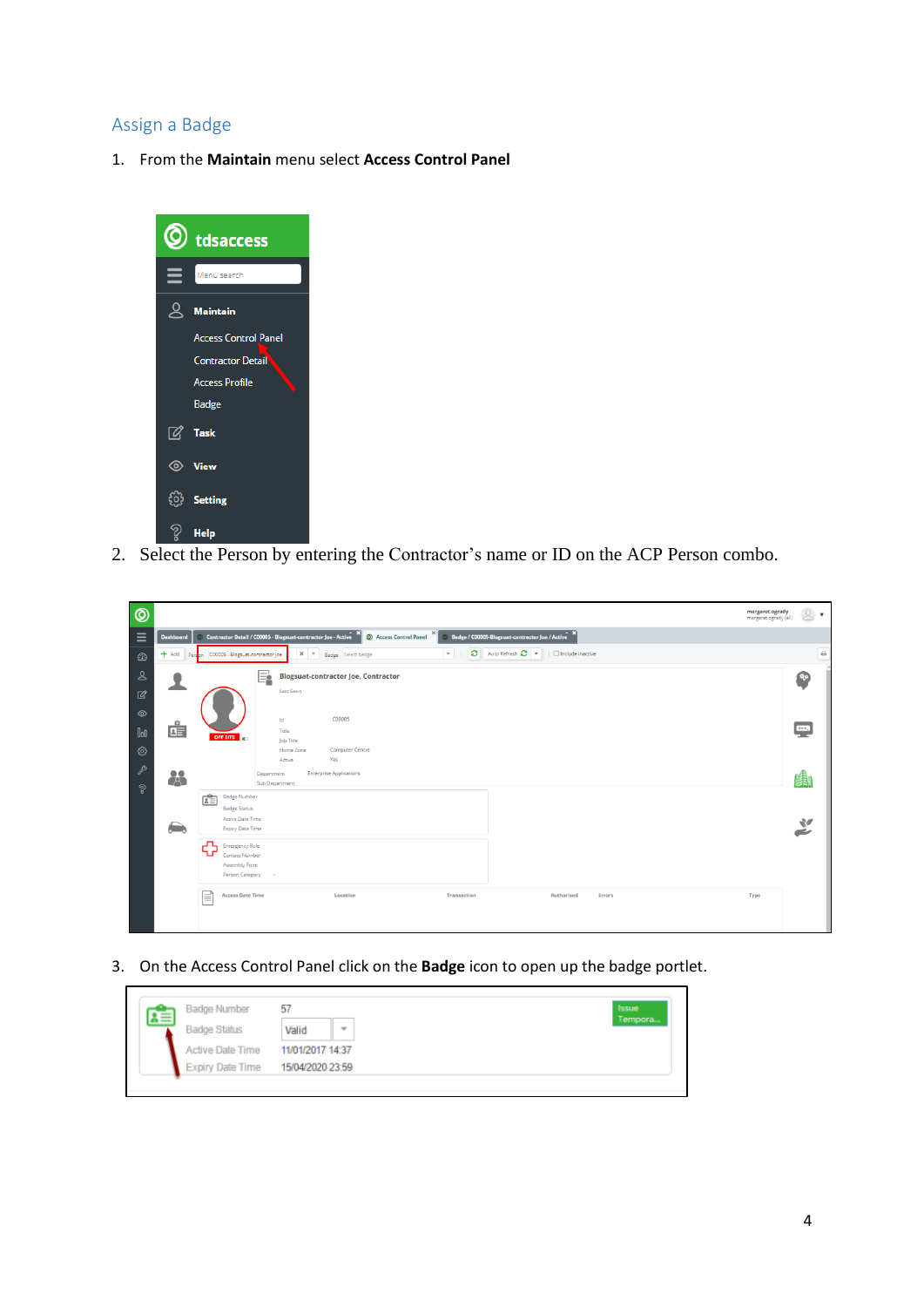## Assign a Badge

1. From the **Maintain** menu select **Access Control Panel**

2. Select the Person by entering the Contractor's name or ID on the ACP Person combo.

3. On the Access Control Panel click on the **Badge** icon to open up the badge portlet.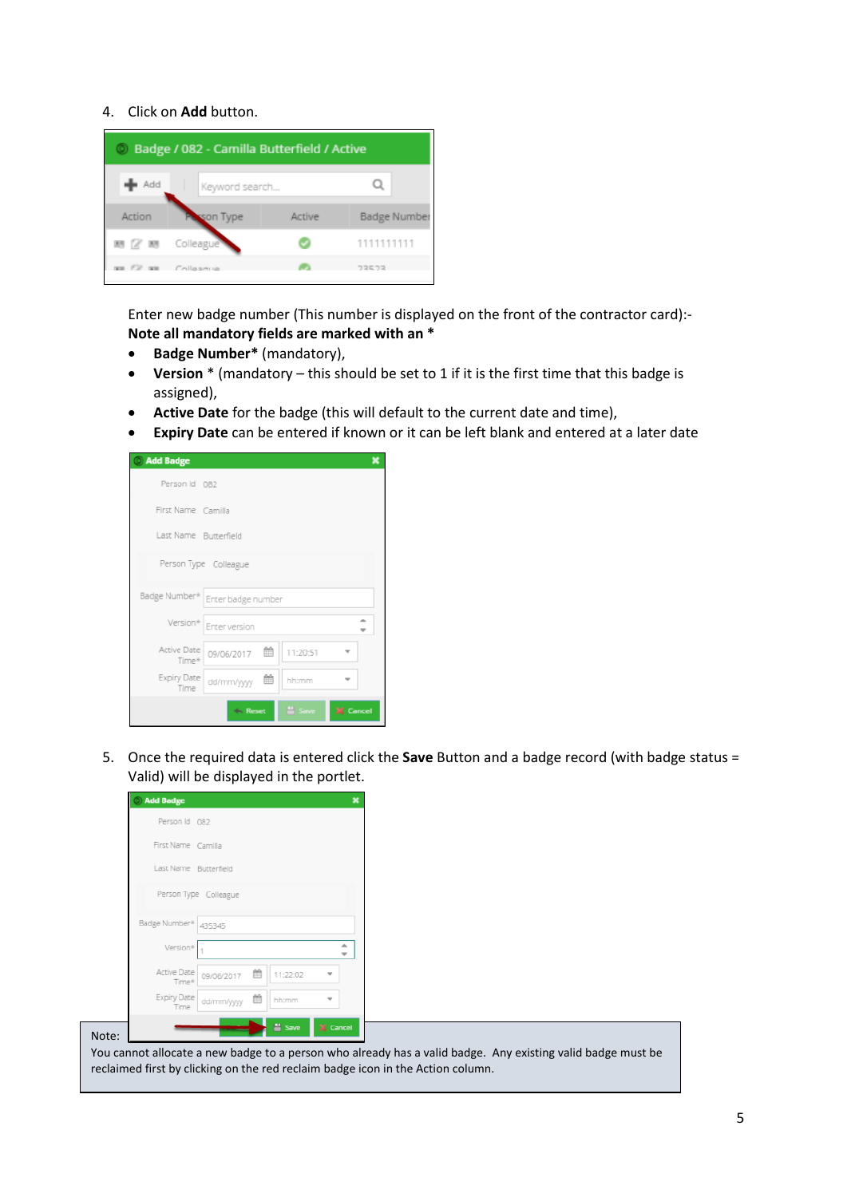4. Click on **Add** button.

Enter new badge number (This number is displayed on the front of the contractor card):-
**Note all mandatory fields are marked with an ***

- **Badge Number*** (mandatory),
- **Version** * (mandatory – this should be set to 1 if it is the first time that this badge is assigned),
- **Active Date** for the badge (this will default to the current date and time),
- **Expiry Date** can be entered if known or it can be left blank and entered at a later date

5. Once the required data is entered click the **Save** Button and a badge record (with badge status = Valid) will be displayed in the portlet.

Note:
You cannot allocate a new badge to a person who already has a valid badge. Any existing valid badge must be reclaimed first by clicking on the red reclaim badge icon in the Action column.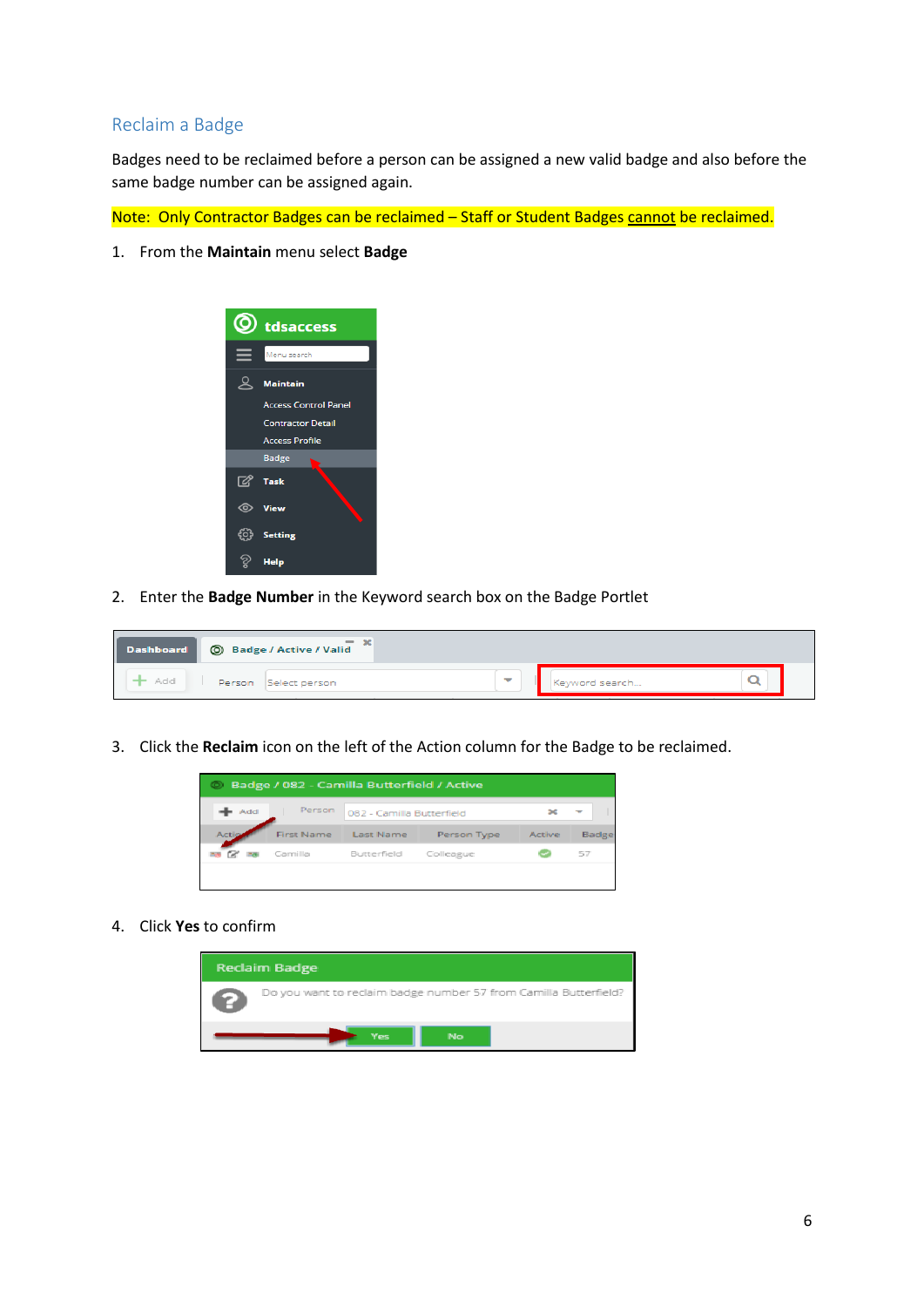## Reclaim a Badge

Badges need to be reclaimed before a person can be assigned a new valid badge and also before the same badge number can be assigned again.

Note: Only Contractor Badges can be reclaimed – Staff or Student Badges cannot be reclaimed.

1. From the **Maintain** menu select **Badge**

2. Enter the **Badge Number** in the Keyword search box on the Badge Portlet

3. Click the **Reclaim** icon on the left of the Action column for the Badge to be reclaimed.

4. Click **Yes** to confirm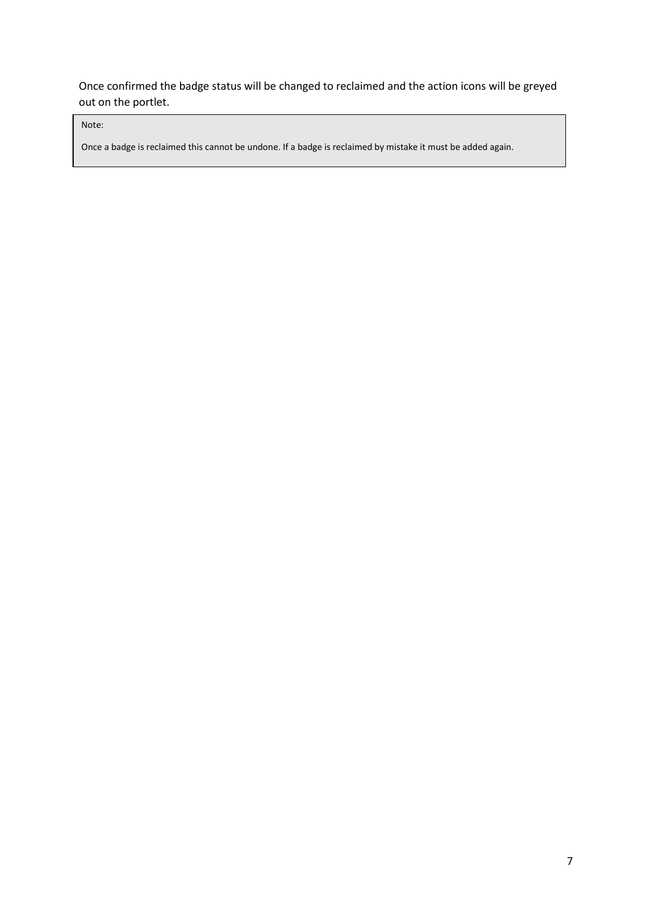Once confirmed the badge status will be changed to reclaimed and the action icons will be greyed out on the portlet.

> Note:
>
> Once a badge is reclaimed this cannot be undone. If a badge is reclaimed by mistake it must be added again.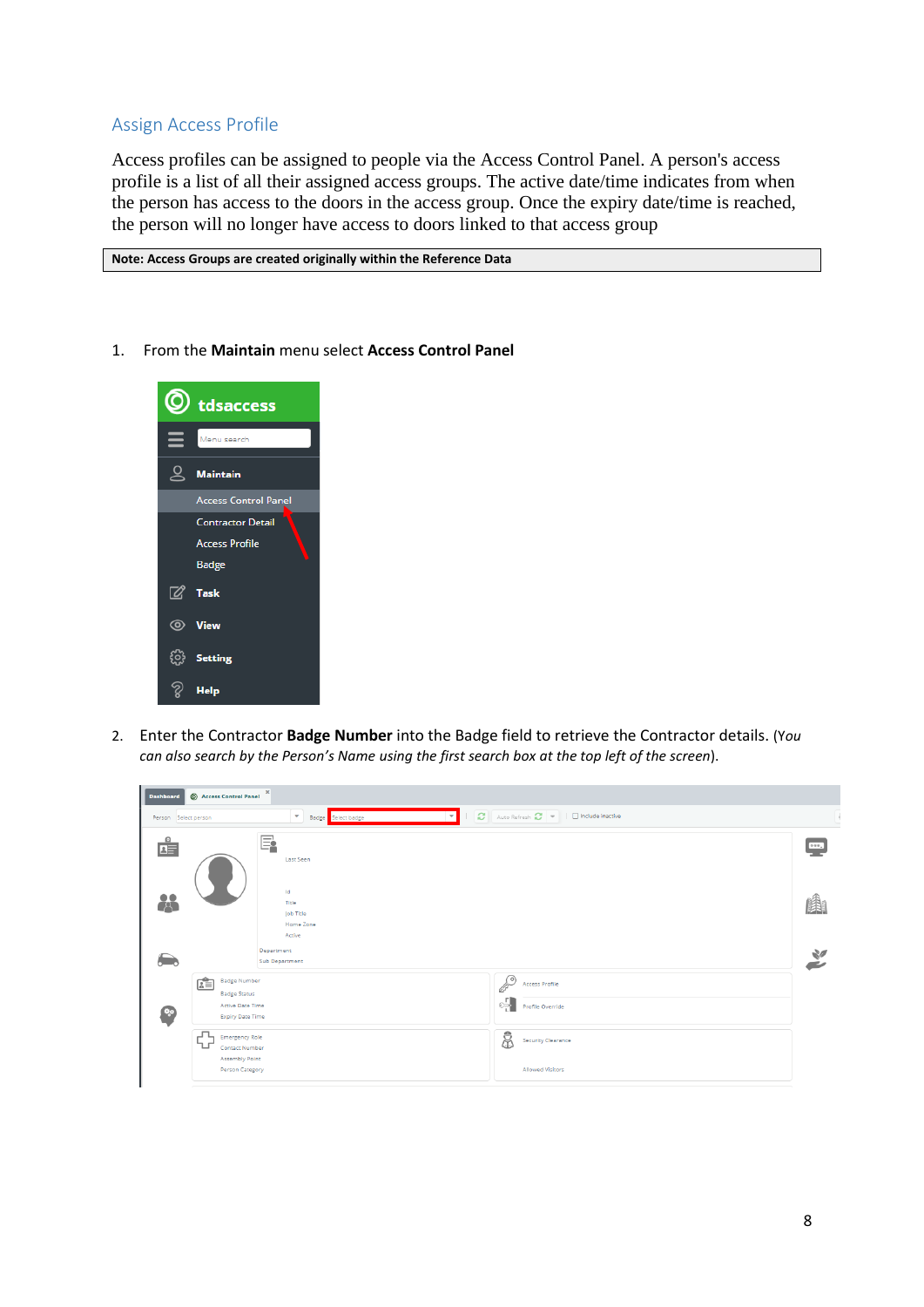## Assign Access Profile

Access profiles can be assigned to people via the Access Control Panel. A person's access profile is a list of all their assigned access groups. The active date/time indicates from when the person has access to the doors in the access group. Once the expiry date/time is reached, the person will no longer have access to doors linked to that access group

| Note: Access Groups are created originally within the Reference Data |
|---|

1. From the **Maintain** menu select **Access Control Panel**

2. Enter the Contractor **Badge Number** into the Badge field to retrieve the Contractor details. (*You can also search by the Person's Name using the first search box at the top left of the screen*).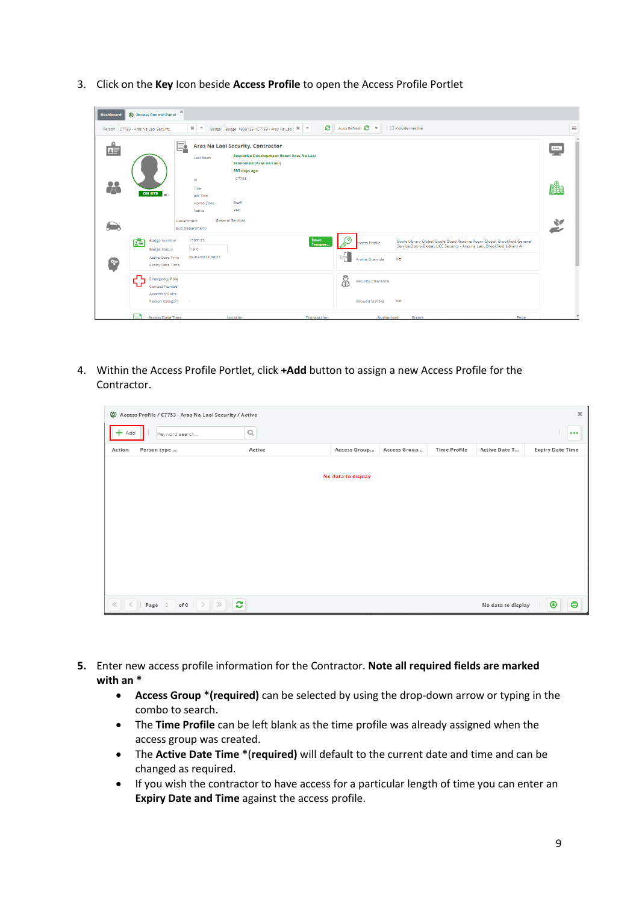3. Click on the **Key** Icon beside **Access Profile** to open the Access Profile Portlet

4. Within the Access Profile Portlet, click **+Add** button to assign a new Access Profile for the Contractor.

**5.** Enter new access profile information for the Contractor. **Note all required fields are marked with an ***

- **Access Group *(required)** can be selected by using the drop-down arrow or typing in the combo to search.
- The **Time Profile** can be left blank as the time profile was already assigned when the access group was created.
- The **Active Date Time *(required)** will default to the current date and time and can be changed as required.
- If you wish the contractor to have access for a particular length of time you can enter an **Expiry Date and Time** against the access profile.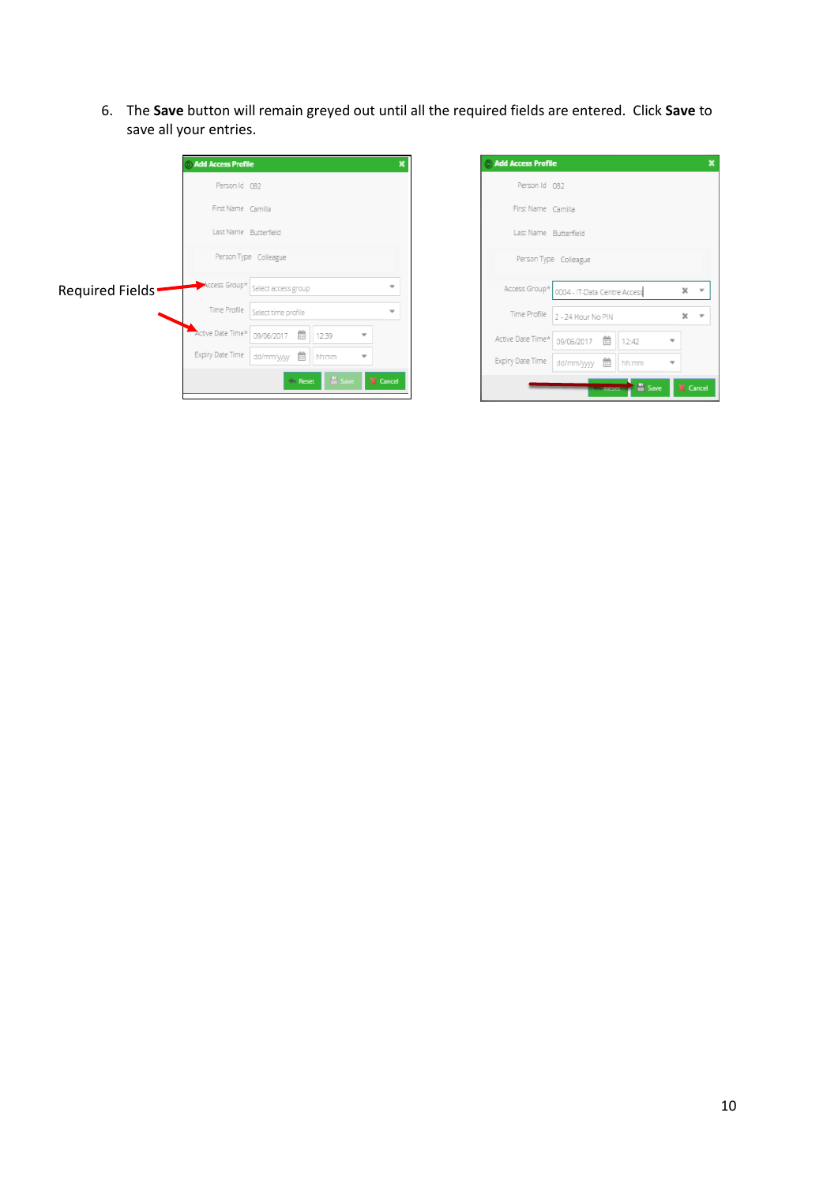6. The **Save** button will remain greyed out until all the required fields are entered. Click **Save** to save all your entries.

Required Fields

Add Access Profile

Person Id 082

First Name Camilla

Last Name Butterfield

Person Type Colleague

Access Group* Select access group

Time Profile Select time profile

Active Date Time* 09/06/2017 12:39

Expiry Date Time dd/mm/yyyy hh:mm

Reset Save Cancel

Add Access Profile

Person Id 082

First Name Camilla

Last Name Butterfield

Person Type Colleague

Access Group* 0004 - IT-Data Centre Access

Time Profile 2 - 24 Hour No PIN

Active Date Time* 09/06/2017 12:42

Expiry Date Time dd/mm/yyyy hh:mm

Reset Save Cancel